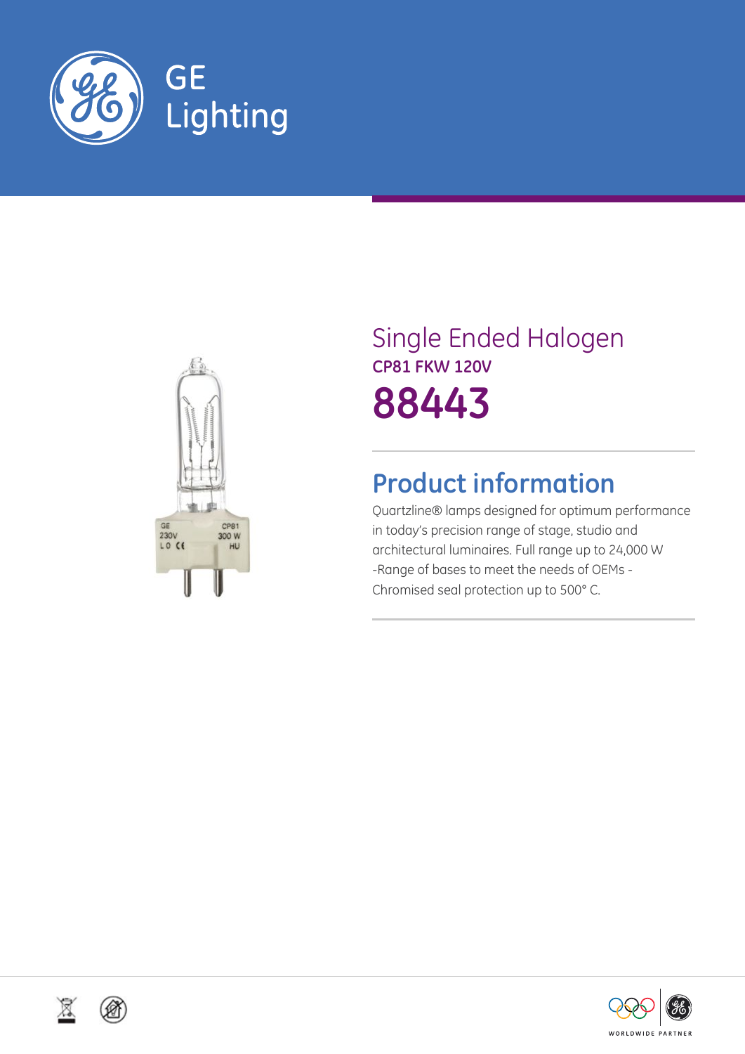GE Lighting

# Single Ended Halogen

**CP81 FKW 120V**

# 88443

## Product information

Quartzline® lamps designed for optimum performance in today's precision range of stage, studio and architectural luminaires. Full range up to 24,000 W -Range of bases to meet the needs of OEMs - Chromised seal protection up to 500° C.

WORLDWIDE PARTNER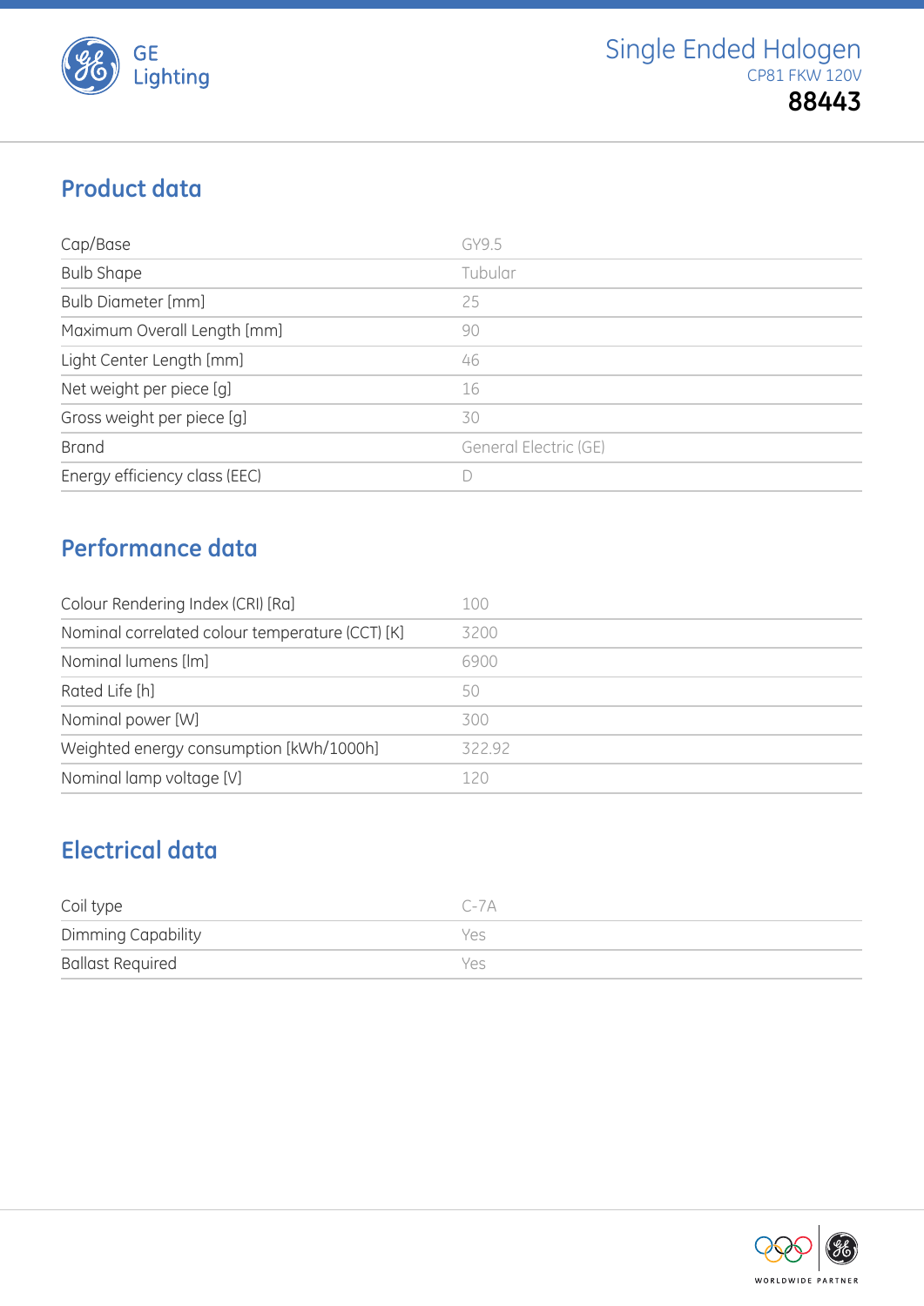# Single Ended Halogen

CP81 FKW 120V

**88443**

## Product data

| | |
|---|---|
| Cap/Base | GY9.5 |
| Bulb Shape | Tubular |
| Bulb Diameter [mm] | 25 |
| Maximum Overall Length [mm] | 90 |
| Light Center Length [mm] | 46 |
| Net weight per piece [g] | 16 |
| Gross weight per piece [g] | 30 |
| Brand | General Electric (GE) |
| Energy efficiency class (EEC) | D |

## Performance data

| | |
|---|---|
| Colour Rendering Index (CRI) [Ra] | 100 |
| Nominal correlated colour temperature (CCT) [K] | 3200 |
| Nominal lumens [lm] | 6900 |
| Rated Life [h] | 50 |
| Nominal power [W] | 300 |
| Weighted energy consumption [kWh/1000h] | 322.92 |
| Nominal lamp voltage [V] | 120 |

## Electrical data

| | |
|---|---|
| Coil type | C-7A |
| Dimming Capability | Yes |
| Ballast Required | Yes |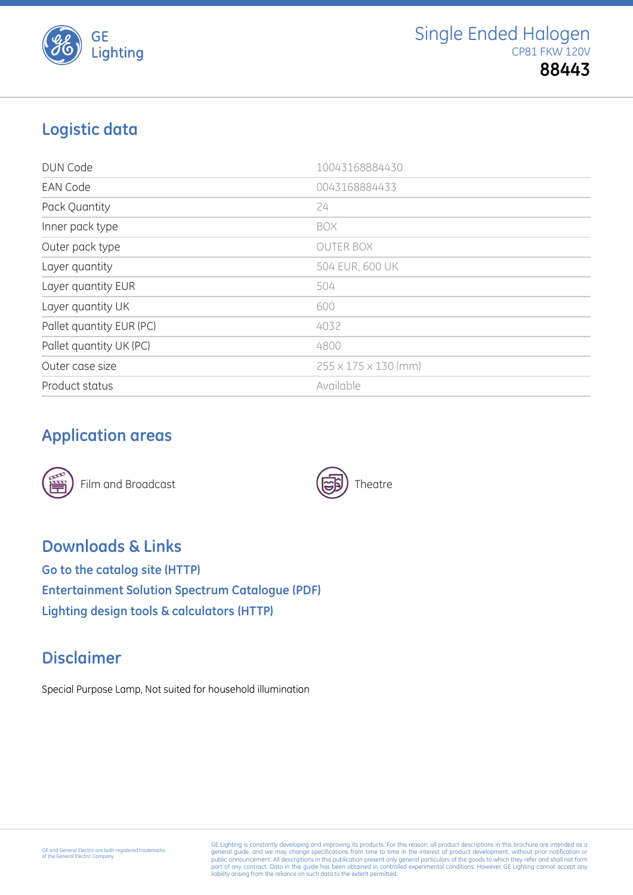# Single Ended Halogen

CP81 FKW 120V

**88443**

## Logistic data

| | |
|---|---|
| DUN Code | 10043168884430 |
| EAN Code | 0043168884433 |
| Pack Quantity | 24 |
| Inner pack type | BOX |
| Outer pack type | OUTER BOX |
| Layer quantity | 504 EUR, 600 UK |
| Layer quantity EUR | 504 |
| Layer quantity UK | 600 |
| Pallet quantity EUR (PC) | 4032 |
| Pallet quantity UK (PC) | 4800 |
| Outer case size | 255 x 175 x 130 (mm) |
| Product status | Available |

## Application areas

Film and Broadcast

Theatre

## Downloads & Links

Go to the catalog site (HTTP)

Entertainment Solution Spectrum Catalogue (PDF)

Lighting design tools & calculators (HTTP)

## Disclaimer

Special Purpose Lamp, Not suited for household illumination

GE and General Electric are both registered trademarks of the General Electric Company

GE Lighting is constantly developing and improving its products. For this reason, all product descriptions in this brochure are intended as a general guide, and we may change specifications from time to time in the interest of product development, without prior notification or public announcement. All descriptions in this publication present only general particulars of the goods to which they refer and shall not form part of any contract. Data in this guide has been obtained in controlled experimental conditions. However, GE Lighting cannot accept any liability arising from the reliance on such data to the extent permitted.